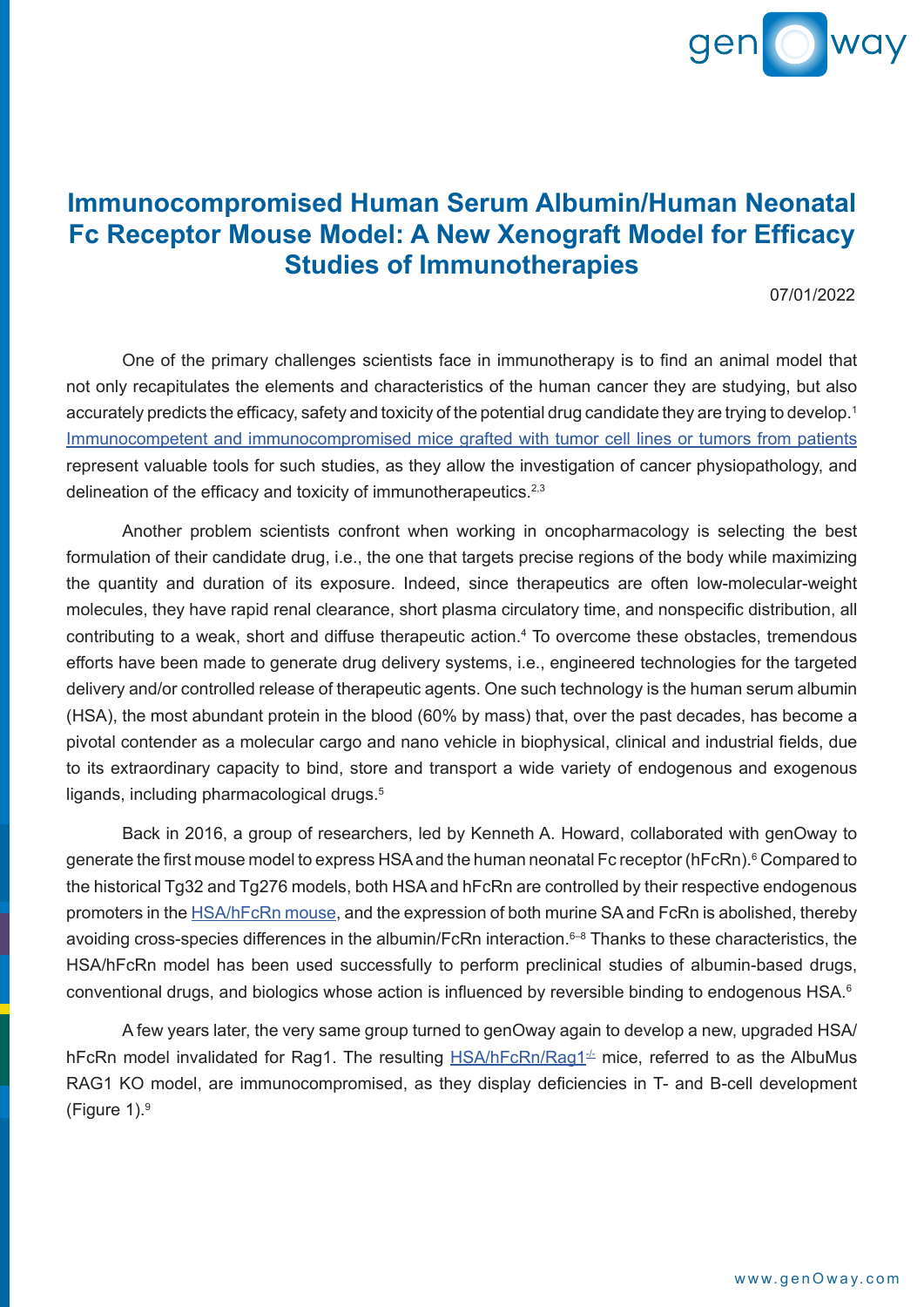# Immunocompromised Human Serum Albumin/Human Neonatal Fc Receptor Mouse Model: A New Xenograft Model for Efficacy Studies of Immunotherapies

07/01/2022

One of the primary challenges scientists face in immunotherapy is to find an animal model that not only recapitulates the elements and characteristics of the human cancer they are studying, but also accurately predicts the efficacy, safety and toxicity of the potential drug candidate they are trying to develop.[1] Immunocompetent and immunocompromised mice grafted with tumor cell lines or tumors from patients represent valuable tools for such studies, as they allow the investigation of cancer physiopathology, and delineation of the efficacy and toxicity of immunotherapeutics.[2,3]

Another problem scientists confront when working in oncopharmacology is selecting the best formulation of their candidate drug, i.e., the one that targets precise regions of the body while maximizing the quantity and duration of its exposure. Indeed, since therapeutics are often low-molecular-weight molecules, they have rapid renal clearance, short plasma circulatory time, and nonspecific distribution, all contributing to a weak, short and diffuse therapeutic action.[4] To overcome these obstacles, tremendous efforts have been made to generate drug delivery systems, i.e., engineered technologies for the targeted delivery and/or controlled release of therapeutic agents. One such technology is the human serum albumin (HSA), the most abundant protein in the blood (60% by mass) that, over the past decades, has become a pivotal contender as a molecular cargo and nano vehicle in biophysical, clinical and industrial fields, due to its extraordinary capacity to bind, store and transport a wide variety of endogenous and exogenous ligands, including pharmacological drugs.[5]

Back in 2016, a group of researchers, led by Kenneth A. Howard, collaborated with genOway to generate the first mouse model to express HSA and the human neonatal Fc receptor (hFcRn).[6] Compared to the historical Tg32 and Tg276 models, both HSA and hFcRn are controlled by their respective endogenous promoters in the HSA/hFcRn mouse, and the expression of both murine SA and FcRn is abolished, thereby avoiding cross-species differences in the albumin/FcRn interaction.[6–8] Thanks to these characteristics, the HSA/hFcRn model has been used successfully to perform preclinical studies of albumin-based drugs, conventional drugs, and biologics whose action is influenced by reversible binding to endogenous HSA.[6]

A few years later, the very same group turned to genOway again to develop a new, upgraded HSA/hFcRn model invalidated for Rag1. The resulting HSA/hFcRn/Rag1$^{-/-}$ mice, referred to as the AlbuMus RAG1 KO model, are immunocompromised, as they display deficiencies in T- and B-cell development (Figure 1).[9]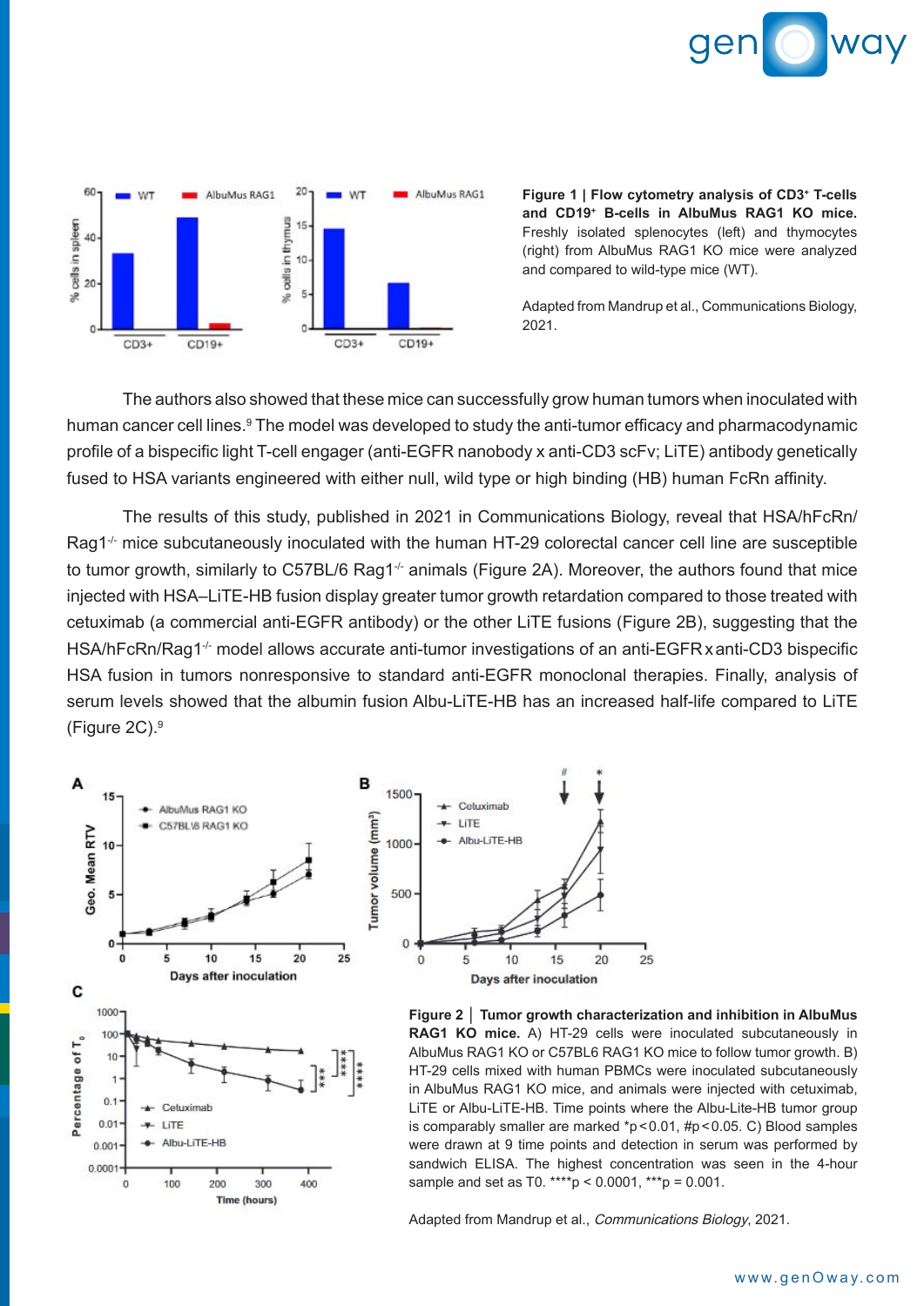**Figure 1 | Flow cytometry analysis of CD3⁺ T-cells and CD19⁺ B-cells in AlbuMus RAG1 KO mice.** Freshly isolated splenocytes (left) and thymocytes (right) from AlbuMus RAG1 KO mice were analyzed and compared to wild-type mice (WT).

Adapted from Mandrup et al., Communications Biology, 2021.

The authors also showed that these mice can successfully grow human tumors when inoculated with human cancer cell lines.[9] The model was developed to study the anti-tumor efficacy and pharmacodynamic profile of a bispecific light T-cell engager (anti-EGFR nanobody x anti-CD3 scFv; LiTE) antibody genetically fused to HSA variants engineered with either null, wild type or high binding (HB) human FcRn affinity.

The results of this study, published in 2021 in Communications Biology, reveal that HSA/hFcRn/Rag1$^{-/-}$ mice subcutaneously inoculated with the human HT-29 colorectal cancer cell line are susceptible to tumor growth, similarly to C57BL/6 Rag1$^{-/-}$ animals (Figure 2A). Moreover, the authors found that mice injected with HSA–LiTE-HB fusion display greater tumor growth retardation compared to those treated with cetuximab (a commercial anti-EGFR antibody) or the other LiTE fusions (Figure 2B), suggesting that the HSA/hFcRn/Rag1$^{-/-}$ model allows accurate anti-tumor investigations of an anti-EGFR x anti-CD3 bispecific HSA fusion in tumors nonresponsive to standard anti-EGFR monoclonal therapies. Finally, analysis of serum levels showed that the albumin fusion Albu-LiTE-HB has an increased half-life compared to LiTE (Figure 2C).[9]

**Figure 2 │ Tumor growth characterization and inhibition in AlbuMus RAG1 KO mice.** A) HT-29 cells were inoculated subcutaneously in AlbuMus RAG1 KO or C57BL6 RAG1 KO mice to follow tumor growth. B) HT-29 cells mixed with human PBMCs were inoculated subcutaneously in AlbuMus RAG1 KO mice, and animals were injected with cetuximab, LiTE or Albu-LiTE-HB. Time points where the Albu-Lite-HB tumor group is comparably smaller are marked *p<0.01, #p<0.05. C) Blood samples were drawn at 9 time points and detection in serum was performed by sandwich ELISA. The highest concentration was seen in the 4-hour sample and set as T0. ****p < 0.0001, ***p = 0.001.

Adapted from Mandrup et al., *Communications Biology*, 2021.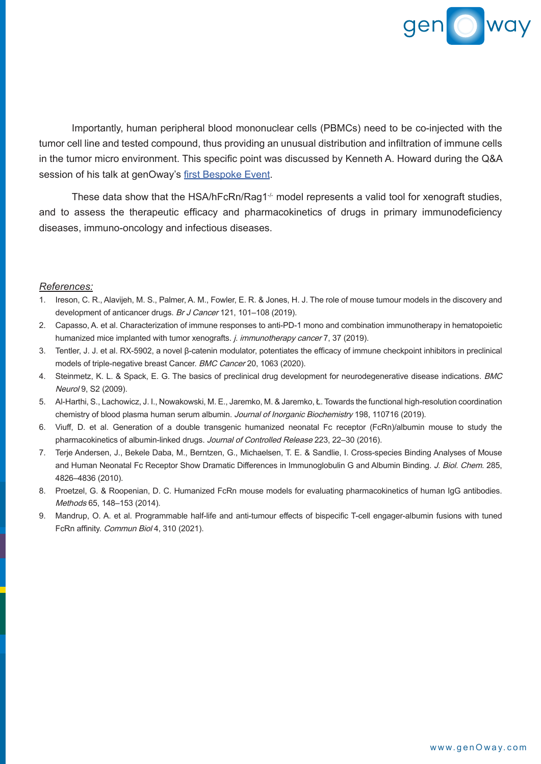Importantly, human peripheral blood mononuclear cells (PBMCs) need to be co-injected with the tumor cell line and tested compound, thus providing an unusual distribution and infiltration of immune cells in the tumor micro environment. This specific point was discussed by Kenneth A. Howard during the Q&A session of his talk at genOway's first Bespoke Event.

These data show that the HSA/hFcRn/Rag1$^{-/-}$ model represents a valid tool for xenograft studies, and to assess the therapeutic efficacy and pharmacokinetics of drugs in primary immunodeficiency diseases, immuno-oncology and infectious diseases.

## References:

1. Ireson, C. R., Alavijeh, M. S., Palmer, A. M., Fowler, E. R. & Jones, H. J. The role of mouse tumour models in the discovery and development of anticancer drugs. *Br J Cancer* 121, 101–108 (2019).
2. Capasso, A. et al. Characterization of immune responses to anti-PD-1 mono and combination immunotherapy in hematopoietic humanized mice implanted with tumor xenografts. *j. immunotherapy cancer* 7, 37 (2019).
3. Tentler, J. J. et al. RX-5902, a novel β-catenin modulator, potentiates the efficacy of immune checkpoint inhibitors in preclinical models of triple-negative breast Cancer. *BMC Cancer* 20, 1063 (2020).
4. Steinmetz, K. L. & Spack, E. G. The basics of preclinical drug development for neurodegenerative disease indications. *BMC Neurol* 9, S2 (2009).
5. Al-Harthi, S., Lachowicz, J. I., Nowakowski, M. E., Jaremko, M. & Jaremko, Ł. Towards the functional high-resolution coordination chemistry of blood plasma human serum albumin. *Journal of Inorganic Biochemistry* 198, 110716 (2019).
6. Viuff, D. et al. Generation of a double transgenic humanized neonatal Fc receptor (FcRn)/albumin mouse to study the pharmacokinetics of albumin-linked drugs. *Journal of Controlled Release* 223, 22–30 (2016).
7. Terje Andersen, J., Bekele Daba, M., Berntzen, G., Michaelsen, T. E. & Sandlie, I. Cross-species Binding Analyses of Mouse and Human Neonatal Fc Receptor Show Dramatic Differences in Immunoglobulin G and Albumin Binding. *J. Biol. Chem.* 285, 4826–4836 (2010).
8. Proetzel, G. & Roopenian, D. C. Humanized FcRn mouse models for evaluating pharmacokinetics of human IgG antibodies. *Methods* 65, 148–153 (2014).
9. Mandrup, O. A. et al. Programmable half-life and anti-tumour effects of bispecific T-cell engager-albumin fusions with tuned FcRn affinity. *Commun Biol* 4, 310 (2021).